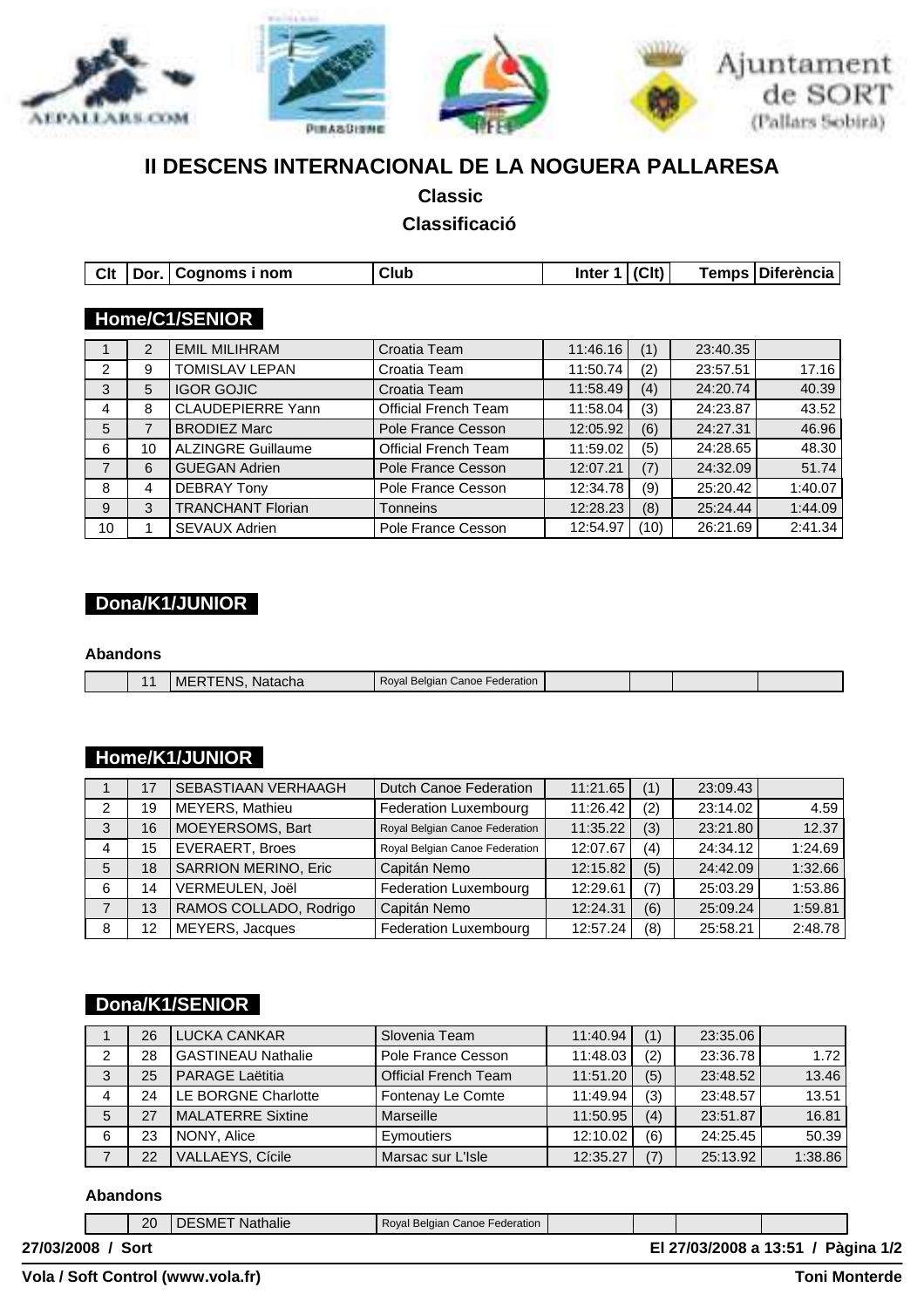# II DESCENS INTERNACIONAL DE LA NOGUERA PALLARESA

**Classic**

**Classificació**

| Clt | Dor. | Cognoms i nom | Club | Inter 1 | (Clt) | Temps | Diferència |
|---|---|---|---|---|---|---|---|
| **Home/C1/SENIOR** | | | | | | | |
| 1 | 2 | EMIL MILIHRAM | Croatia Team | 11:46.16 | (1) | 23:40.35 | |
| 2 | 9 | TOMISLAV LEPAN | Croatia Team | 11:50.74 | (2) | 23:57.51 | 17.16 |
| 3 | 5 | IGOR GOJIC | Croatia Team | 11:58.49 | (4) | 24:20.74 | 40.39 |
| 4 | 8 | CLAUDEPIERRE Yann | Official French Team | 11:58.04 | (3) | 24:23.87 | 43.52 |
| 5 | 7 | BRODIEZ Marc | Pole France Cesson | 12:05.92 | (6) | 24:27.31 | 46.96 |
| 6 | 10 | ALZINGRE Guillaume | Official French Team | 11:59.02 | (5) | 24:28.65 | 48.30 |
| 7 | 6 | GUEGAN Adrien | Pole France Cesson | 12:07.21 | (7) | 24:32.09 | 51.74 |
| 8 | 4 | DEBRAY Tony | Pole France Cesson | 12:34.78 | (9) | 25:20.42 | 1:40.07 |
| 9 | 3 | TRANCHANT Florian | Tonneins | 12:28.23 | (8) | 25:24.44 | 1:44.09 |
| 10 | 1 | SEVAUX Adrien | Pole France Cesson | 12:54.97 | (10) | 26:21.69 | 2:41.34 |
| **Dona/K1/JUNIOR** | | | | | | | |
| **Abandons** | | | | | | | |
| | 11 | MERTENS, Natacha | Royal Belgian Canoe Federation | | | | |
| **Home/K1/JUNIOR** | | | | | | | |
| 1 | 17 | SEBASTIAAN VERHAAGH | Dutch Canoe Federation | 11:21.65 | (1) | 23:09.43 | |
| 2 | 19 | MEYERS, Mathieu | Federation Luxembourg | 11:26.42 | (2) | 23:14.02 | 4.59 |
| 3 | 16 | MOEYERSOMS, Bart | Royal Belgian Canoe Federation | 11:35.22 | (3) | 23:21.80 | 12.37 |
| 4 | 15 | EVERAERT, Broes | Royal Belgian Canoe Federation | 12:07.67 | (4) | 24:34.12 | 1:24.69 |
| 5 | 18 | SARRION MERINO, Eric | Capitán Nemo | 12:15.82 | (5) | 24:42.09 | 1:32.66 |
| 6 | 14 | VERMEULEN, Joël | Federation Luxembourg | 12:29.61 | (7) | 25:03.29 | 1:53.86 |
| 7 | 13 | RAMOS COLLADO, Rodrigo | Capitán Nemo | 12:24.31 | (6) | 25:09.24 | 1:59.81 |
| 8 | 12 | MEYERS, Jacques | Federation Luxembourg | 12:57.24 | (8) | 25:58.21 | 2:48.78 |
| **Dona/K1/SENIOR** | | | | | | | |
| 1 | 26 | LUCKA CANKAR | Slovenia Team | 11:40.94 | (1) | 23:35.06 | |
| 2 | 28 | GASTINEAU Nathalie | Pole France Cesson | 11:48.03 | (2) | 23:36.78 | 1.72 |
| 3 | 25 | PARAGE Laëtitia | Official French Team | 11:51.20 | (5) | 23:48.52 | 13.46 |
| 4 | 24 | LE BORGNE Charlotte | Fontenay Le Comte | 11:49.94 | (3) | 23:48.57 | 13.51 |
| 5 | 27 | MALATERRE Sixtine | Marseille | 11:50.95 | (4) | 23:51.87 | 16.81 |
| 6 | 23 | NONY, Alice | Eymoutiers | 12:10.02 | (6) | 24:25.45 | 50.39 |
| 7 | 22 | VALLAEYS, Cícile | Marsac sur L'Isle | 12:35.27 | (7) | 25:13.92 | 1:38.86 |
| **Abandons** | | | | | | | |
| | 20 | DESMET Nathalie | Royal Belgian Canoe Federation | | | | |

27/03/2008 / Sort — El 27/03/2008 a 13:51

Vola / Soft Control (www.vola.fr) — Toni Monterde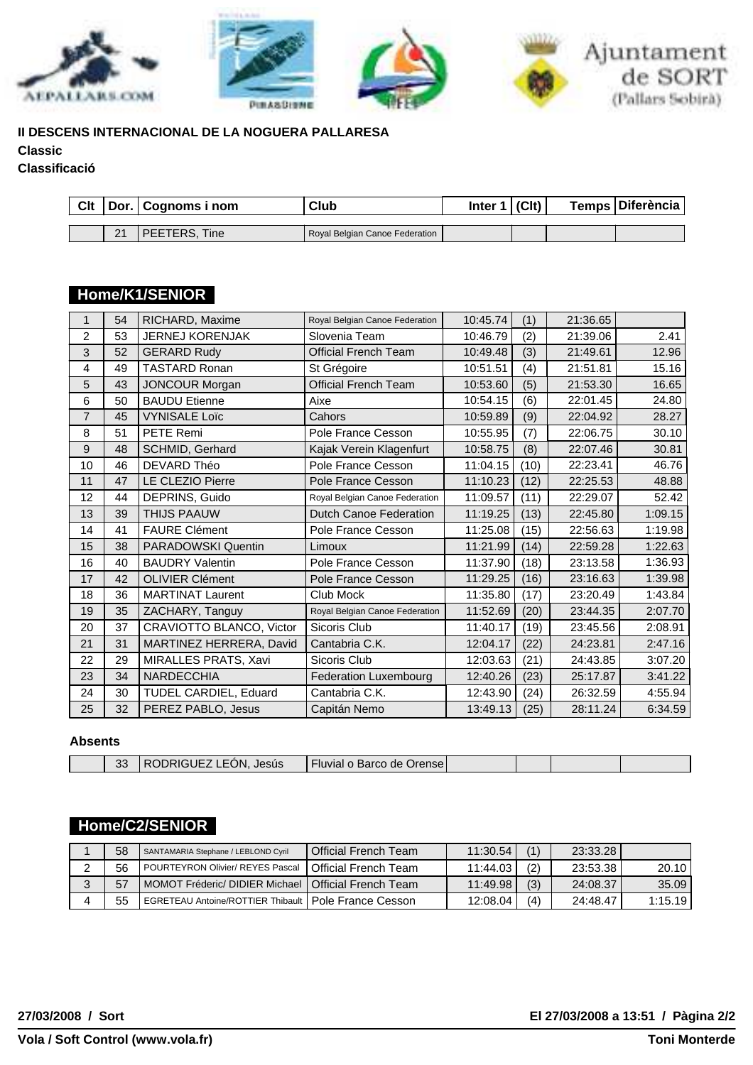Ajuntament de SORT (Pallars Sobirà)

**II DESCENS INTERNACIONAL DE LA NOGUERA PALLARESA**

**Classic**

**Classificació**

| Clt | Dor. | Cognoms i nom | Club | Inter 1 | (Clt) | Temps | Diferència |
|---|---|---|---|---|---|---|---|
| | 21 | PEETERS, Tine | Royal Belgian Canoe Federation | | | | |

## Home/K1/SENIOR

| Clt | Dor. | Cognoms i nom | Club | Inter 1 | (Clt) | Temps | Diferència |
|---|---|---|---|---|---|---|---|
| 1 | 54 | RICHARD, Maxime | Royal Belgian Canoe Federation | 10:45.74 | (1) | 21:36.65 | |
| 2 | 53 | JERNEJ KORENJAK | Slovenia Team | 10:46.79 | (2) | 21:39.06 | 2.41 |
| 3 | 52 | GERARD Rudy | Official French Team | 10:49.48 | (3) | 21:49.61 | 12.96 |
| 4 | 49 | TASTARD Ronan | St Grégoire | 10:51.51 | (4) | 21:51.81 | 15.16 |
| 5 | 43 | JONCOUR Morgan | Official French Team | 10:53.60 | (5) | 21:53.30 | 16.65 |
| 6 | 50 | BAUDU Etienne | Aixe | 10:54.15 | (6) | 22:01.45 | 24.80 |
| 7 | 45 | VYNISALE Loïc | Cahors | 10:59.89 | (9) | 22:04.92 | 28.27 |
| 8 | 51 | PETE Remi | Pole France Cesson | 10:55.95 | (7) | 22:06.75 | 30.10 |
| 9 | 48 | SCHMID, Gerhard | Kajak Verein Klagenfurt | 10:58.75 | (8) | 22:07.46 | 30.81 |
| 10 | 46 | DEVARD Théo | Pole France Cesson | 11:04.15 | (10) | 22:23.41 | 46.76 |
| 11 | 47 | LE CLEZIO Pierre | Pole France Cesson | 11:10.23 | (12) | 22:25.53 | 48.88 |
| 12 | 44 | DEPRINS, Guido | Royal Belgian Canoe Federation | 11:09.57 | (11) | 22:29.07 | 52.42 |
| 13 | 39 | THIJS PAAUW | Dutch Canoe Federation | 11:19.25 | (13) | 22:45.80 | 1:09.15 |
| 14 | 41 | FAURE Clément | Pole France Cesson | 11:25.08 | (15) | 22:56.63 | 1:19.98 |
| 15 | 38 | PARADOWSKI Quentin | Limoux | 11:21.99 | (14) | 22:59.28 | 1:22.63 |
| 16 | 40 | BAUDRY Valentin | Pole France Cesson | 11:37.90 | (18) | 23:13.58 | 1:36.93 |
| 17 | 42 | OLIVIER Clément | Pole France Cesson | 11:29.25 | (16) | 23:16.63 | 1:39.98 |
| 18 | 36 | MARTINAT Laurent | Club Mock | 11:35.80 | (17) | 23:20.49 | 1:43.84 |
| 19 | 35 | ZACHARY, Tanguy | Royal Belgian Canoe Federation | 11:52.69 | (20) | 23:44.35 | 2:07.70 |
| 20 | 37 | CRAVIOTTO BLANCO, Victor | Sicoris Club | 11:40.17 | (19) | 23:45.56 | 2:08.91 |
| 21 | 31 | MARTINEZ HERRERA, David | Cantabria C.K. | 12:04.17 | (22) | 24:23.81 | 2:47.16 |
| 22 | 29 | MIRALLES PRATS, Xavi | Sicoris Club | 12:03.63 | (21) | 24:43.85 | 3:07.20 |
| 23 | 34 | NARDECCHIA | Federation Luxembourg | 12:40.26 | (23) | 25:17.87 | 3:41.22 |
| 24 | 30 | TUDEL CARDIEL, Eduard | Cantabria C.K. | 12:43.90 | (24) | 26:32.59 | 4:55.94 |
| 25 | 32 | PEREZ PABLO, Jesus | Capitán Nemo | 13:49.13 | (25) | 28:11.24 | 6:34.59 |

**Absents**

| | | | | | | | |
|---|---|---|---|---|---|---|---|
| | 33 | RODRIGUEZ LEÓN, Jesús | Fluvial o Barco de Orense | | | | |

## Home/C2/SENIOR

| | | | | | | | |
|---|---|---|---|---|---|---|---|
| 1 | 58 | SANTAMARIA Stephane / LEBLOND Cyril | Official French Team | 11:30.54 | (1) | 23:33.28 | |
| 2 | 56 | POURTEYRON Olivier/ REYES Pascal | Official French Team | 11:44.03 | (2) | 23:53.38 | 20.10 |
| 3 | 57 | MOMOT Fréderic/ DIDIER Michael | Official French Team | 11:49.98 | (3) | 24:08.37 | 35.09 |
| 4 | 55 | EGRETEAU Antoine/ROTTIER Thibault | Pole France Cesson | 12:08.04 | (4) | 24:48.47 | 1:15.19 |

27/03/2008 / Sort — El 27/03/2008 a 13:51

Vola / Soft Control (www.vola.fr) — Toni Monterde